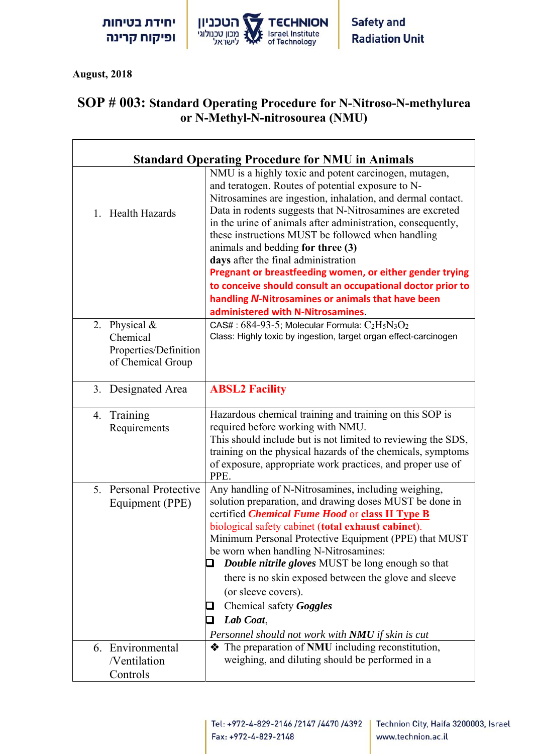August, 2018

# SOP # 003: Standard Operating Procedure for N-Nitroso-N-methylurea or N-Methyl-N-nitrosoureа (NMU)

| **Standard Operating Procedure for NMU in Animals** | |
|---|---|
| 1. Health Hazards | NMU is a highly toxic and potent carcinogen, mutagen, and teratogen. Routes of potential exposure to N-Nitrosamines are ingestion, inhalation, and dermal contact. Data in rodents suggests that N-Nitrosamines are excreted in the urine of animals after administration, consequently, these instructions MUST be followed when handling animals and bedding **for three (3) days** after the final administration **Pregnant or breastfeeding women, or either gender trying to conceive should consult an occupational doctor prior to handling *N*-Nitrosamines or animals that have been administered with N-Nitrosamines.** |
| 2. Physical & Chemical Properties/Definition of Chemical Group | CAS# : 684-93-5; Molecular Formula: $C_2H_5N_3O_2$ Class: Highly toxic by ingestion, target organ effect-carcinogen |
| 3. Designated Area | **ABSL2 Facility** |
| 4. Training Requirements | Hazardous chemical training and training on this SOP is required before working with NMU. This should include but is not limited to reviewing the SDS, training on the physical hazards of the chemicals, symptoms of exposure, appropriate work practices, and proper use of PPE. |
| 5. Personal Protective Equipment (PPE) | Any handling of N-Nitrosamines, including weighing, solution preparation, and drawing doses MUST be done in certified ***Chemical Fume Hood*** or **class II Type B** biological safety cabinet (**total exhaust cabinet**). Minimum Personal Protective Equipment (PPE) that MUST be worn when handling N-Nitrosamines: ☐ ***Double nitrile gloves*** MUST be long enough so that there is no skin exposed between the glove and sleeve (or sleeve covers). ☐ Chemical safety ***Goggles*** ☐ ***Lab Coat***, *Personnel should not work with **NMU** if skin is cut* |
| 6. Environmental /Ventilation Controls | ❖ The preparation of **NMU** including reconstitution, weighing, and diluting should be performed in a |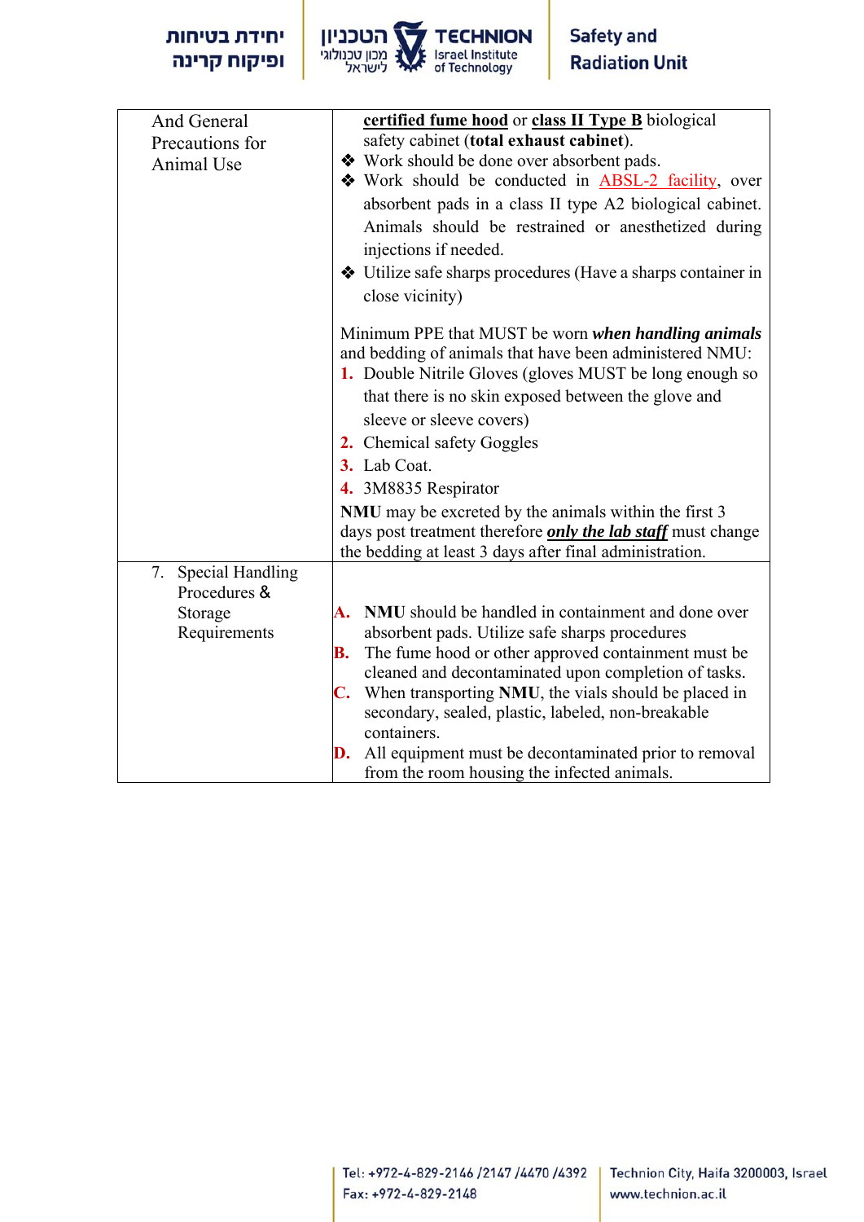| And General Precautions for Animal Use | **certified fume hood** or **class II Type B** biological safety cabinet (**total exhaust cabinet**).<br>❖ Work should be done over absorbent pads.<br>❖ Work should be conducted in ABSL-2 facility, over absorbent pads in a class II type A2 biological cabinet. Animals should be restrained or anesthetized during injections if needed.<br>❖ Utilize safe sharps procedures (Have a sharps container in close vicinity)<br><br>Minimum PPE that MUST be worn ***when handling animals*** and bedding of animals that have been administered NMU:<br>1. Double Nitrile Gloves (gloves MUST be long enough so that there is no skin exposed between the glove and sleeve or sleeve covers)<br>2. Chemical safety Goggles<br>3. Lab Coat.<br>4. 3M8835 Respirator<br>**NMU** may be excreted by the animals within the first 3 days post treatment therefore ***only the lab staff*** must change the bedding at least 3 days after final administration. |
|---|---|
| 7. Special Handling Procedures & Storage Requirements | A. **NMU** should be handled in containment and done over absorbent pads. Utilize safe sharps procedures<br>B. The fume hood or other approved containment must be cleaned and decontaminated upon completion of tasks.<br>C. When transporting **NMU**, the vials should be placed in secondary, sealed, plastic, labeled, non-breakable containers.<br>D. All equipment must be decontaminated prior to removal from the room housing the infected animals. |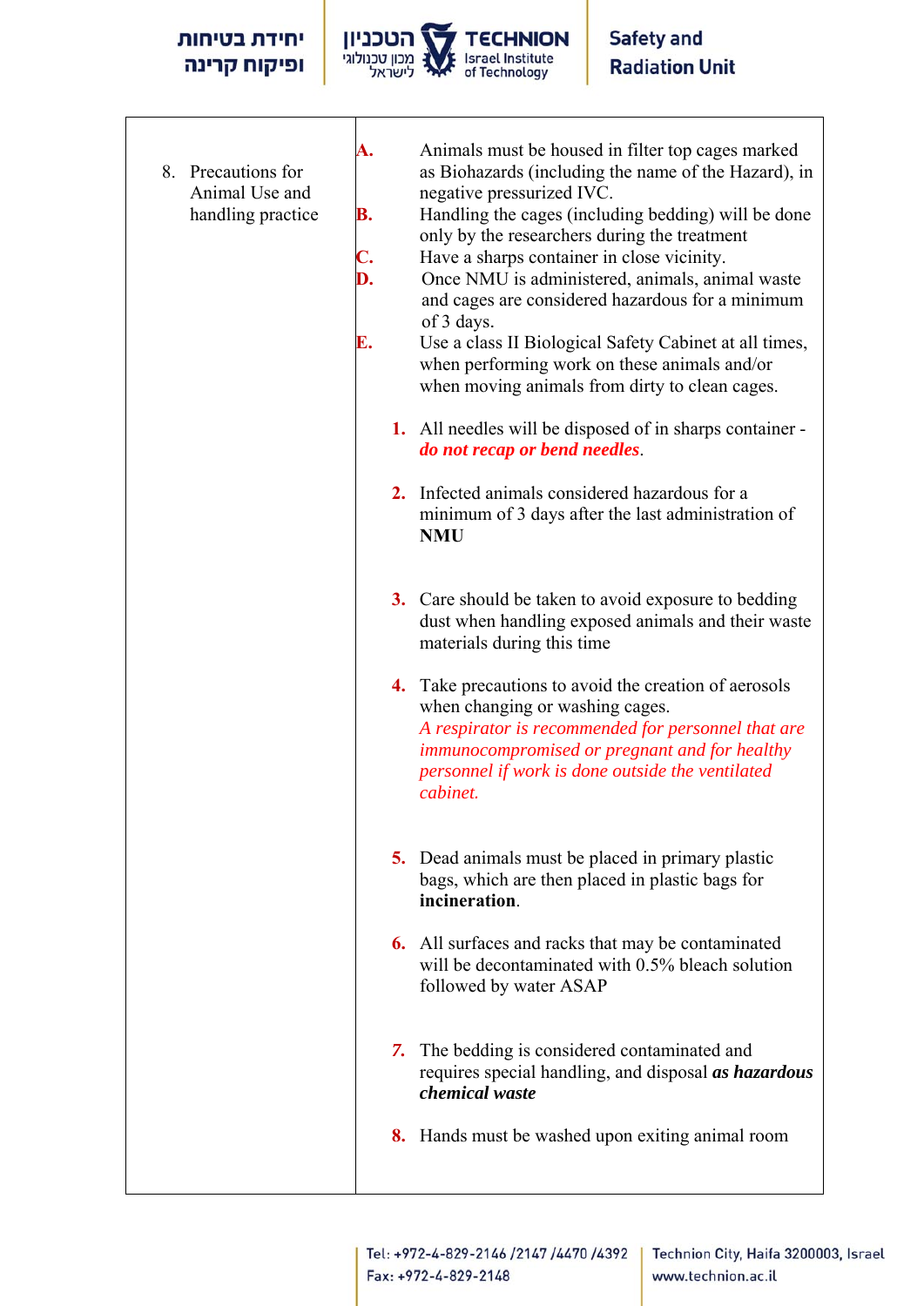| | |
|---|---|
| 8. Precautions for Animal Use and handling practice | **A.** Animals must be housed in filter top cages marked as Biohazards (including the name of the Hazard), in negative pressurized IVC.<br>**B.** Handling the cages (including bedding) will be done only by the researchers during the treatment<br>**C.** Have a sharps container in close vicinity.<br>**D.** Once NMU is administered, animals, animal waste and cages are considered hazardous for a minimum of 3 days.<br>**E.** Use a class II Biological Safety Cabinet at all times, when performing work on these animals and/or when moving animals from dirty to clean cages.<br><br>**1.** All needles will be disposed of in sharps container - ***do not recap or bend needles***.<br><br>**2.** Infected animals considered hazardous for a minimum of 3 days after the last administration of **NMU**<br><br>**3.** Care should be taken to avoid exposure to bedding dust when handling exposed animals and their waste materials during this time<br><br>**4.** Take precautions to avoid the creation of aerosols when changing or washing cages.<br>*A respirator is recommended for personnel that are immunocompromised or pregnant and for healthy personnel if work is done outside the ventilated cabinet.*<br><br>**5.** Dead animals must be placed in primary plastic bags, which are then placed in plastic bags for **incineration**.<br><br>**6.** All surfaces and racks that may be contaminated will be decontaminated with 0.5% bleach solution followed by water ASAP<br><br>***7.*** The bedding is considered contaminated and requires special handling, and disposal ***as hazardous chemical waste***<br><br>**8.** Hands must be washed upon exiting animal room |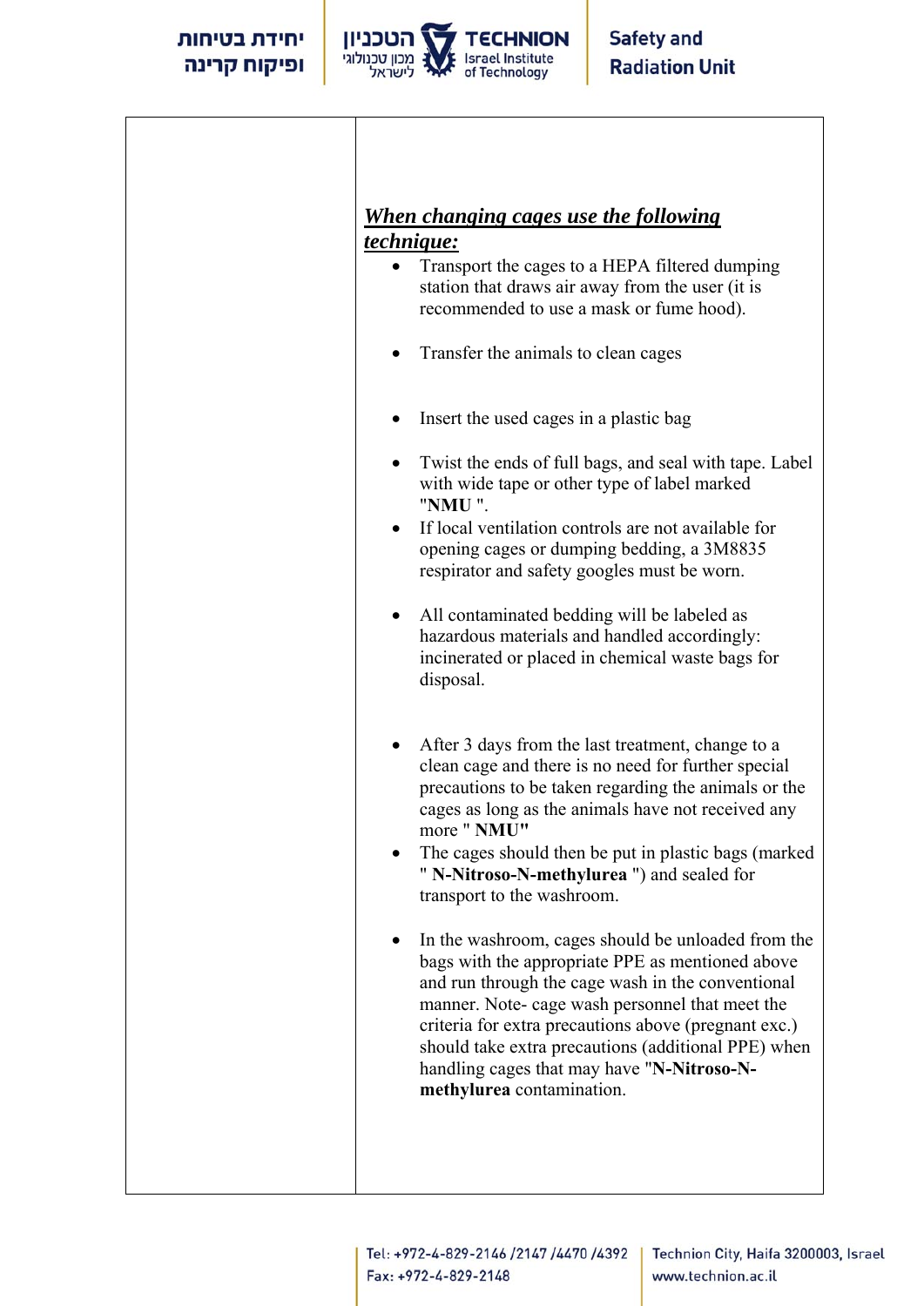| | ***When changing cages use the following technique:***<br>• Transport the cages to a HEPA filtered dumping station that draws air away from the user (it is recommended to use a mask or fume hood).<br>• Transfer the animals to clean cages<br>• Insert the used cages in a plastic bag<br>• Twist the ends of full bags, and seal with tape. Label with wide tape or other type of label marked "**NMU** ".<br>• If local ventilation controls are not available for opening cages or dumping bedding, a 3M8835 respirator and safety googles must be worn.<br>• All contaminated bedding will be labeled as hazardous materials and handled accordingly: incinerated or placed in chemical waste bags for disposal.<br>• After 3 days from the last treatment, change to a clean cage and there is no need for further special precautions to be taken regarding the animals or the cages as long as the animals have not received any more " **NMU"**<br>• The cages should then be put in plastic bags (marked " **N-Nitroso-N-methylurea** ") and sealed for transport to the washroom.<br>• In the washroom, cages should be unloaded from the bags with the appropriate PPE as mentioned above and run through the cage wash in the conventional manner. Note- cage wash personnel that meet the criteria for extra precautions above (pregnant exc.) should take extra precautions (additional PPE) when handling cages that may have "**N-Nitroso-N-methylurea** contamination. |
|---|---|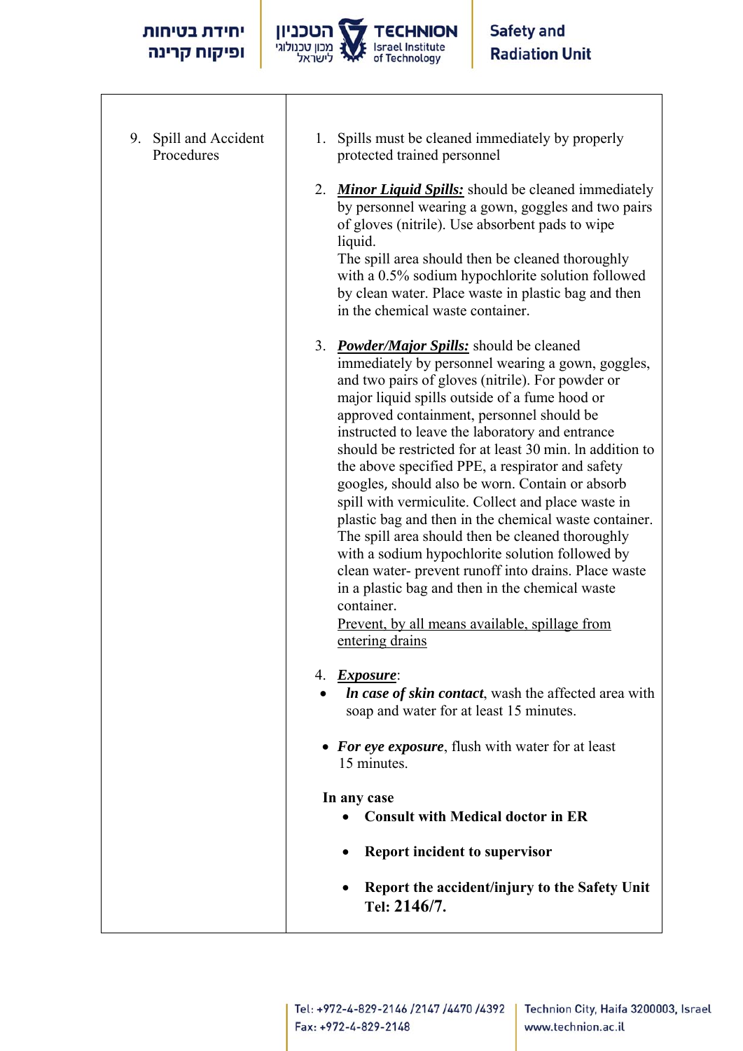| 9. Spill and Accident Procedures | 1. Spills must be cleaned immediately by properly protected trained personnel<br><br>2. ***<u>Minor Liquid Spills:</u>*** should be cleaned immediately by personnel wearing a gown, goggles and two pairs of gloves (nitrile). Use absorbent pads to wipe liquid.<br>The spill area should then be cleaned thoroughly with a 0.5% sodium hypochlorite solution followed by clean water. Place waste in plastic bag and then in the chemical waste container.<br><br>3. ***<u>Powder/Major Spills:</u>*** should be cleaned immediately by personnel wearing a gown, goggles, and two pairs of gloves (nitrile). For powder or major liquid spills outside of a fume hood or approved containment, personnel should be instructed to leave the laboratory and entrance should be restricted for at least 30 min. In addition to the above specified PPE, a respirator and safety googles, should also be worn. Contain or absorb spill with vermiculite. Collect and place waste in plastic bag and then in the chemical waste container. The spill area should then be cleaned thoroughly with a sodium hypochlorite solution followed by clean water- prevent runoff into drains. Place waste in a plastic bag and then in the chemical waste container.<br><u>Prevent, by all means available, spillage from entering drains</u><br><br>4. ***<u>Exposure</u>***:<br>• ***In case of skin contact***, wash the affected area with soap and water for at least 15 minutes.<br><br>• ***For eye exposure***, flush with water for at least 15 minutes.<br><br>**In any case**<br>• **Consult with Medical doctor in ER**<br>• **Report incident to supervisor**<br>• **Report the accident/injury to the Safety Unit Tel: 2146/7.** |
|---|---|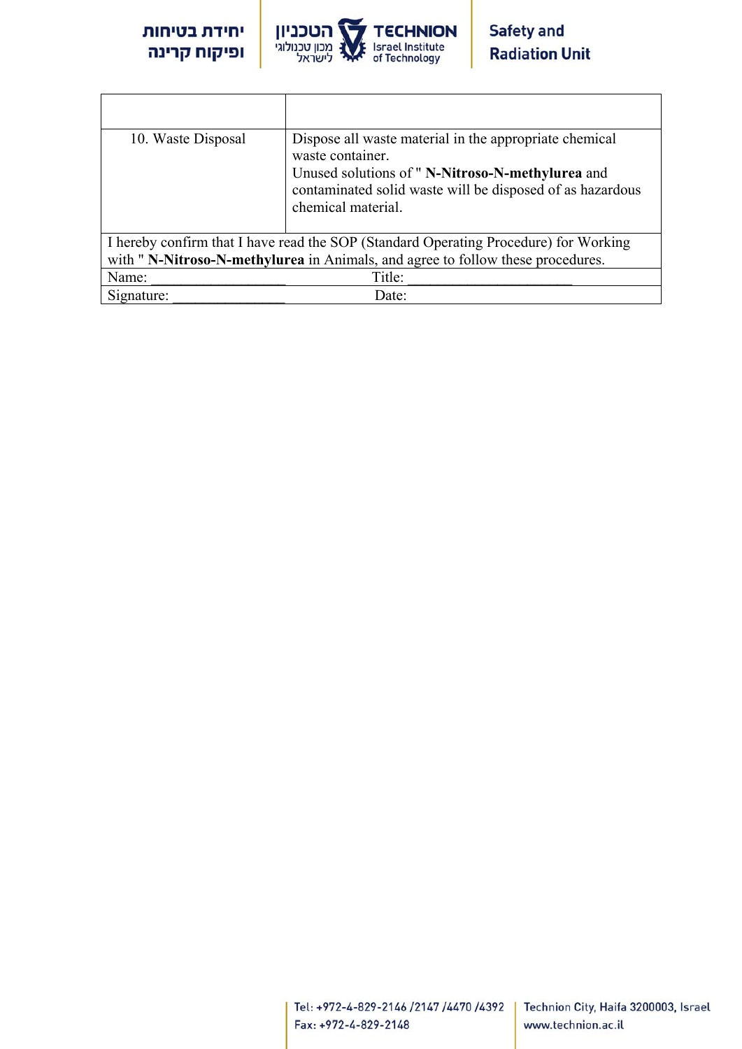| | |
|---|---|
| 10. Waste Disposal | Dispose all waste material in the appropriate chemical waste container.<br>Unused solutions of " **N-Nitroso-N-methylurea** and contaminated solid waste will be disposed of as hazardous chemical material. |

I hereby confirm that I have read the SOP (Standard Operating Procedure) for Working with " **N-Nitroso-N-methylurea** in Animals, and agree to follow these procedures.

Name: __________________ Title: ______________________

Signature: _______________ Date: